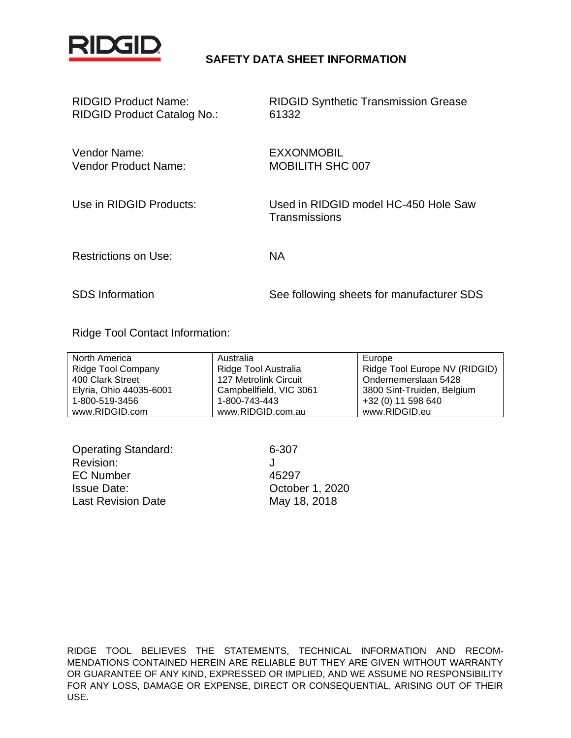RIDGID

# SAFETY DATA SHEET INFORMATION

| | |
|---|---|
| RIDGID Product Name: | RIDGID Synthetic Transmission Grease |
| RIDGID Product Catalog No.: | 61332 |
| Vendor Name: | EXXONMOBIL |
| Vendor Product Name: | MOBILITH SHC 007 |
| Use in RIDGID Products: | Used in RIDGID model HC-450 Hole Saw Transmissions |
| Restrictions on Use: | NA |
| SDS Information | See following sheets for manufacturer SDS |

Ridge Tool Contact Information:

| North America | Australia | Europe |
|---|---|---|
| Ridge Tool Company | Ridge Tool Australia | Ridge Tool Europe NV (RIDGID) |
| 400 Clark Street | 127 Metrolink Circuit | Ondernemerslaan 5428 |
| Elyria, Ohio 44035-6001 | Campbellfield, VIC 3061 | 3800 Sint-Truiden, Belgium |
| 1-800-519-3456 | 1-800-743-443 | +32 (0) 11 598 640 |
| www.RIDGID.com | www.RIDGID.com.au | www.RIDGID.eu |

| | |
|---|---|
| Operating Standard: | 6-307 |
| Revision: | J |
| EC Number | 45297 |
| Issue Date: | October 1, 2020 |
| Last Revision Date | May 18, 2018 |

RIDGE TOOL BELIEVES THE STATEMENTS, TECHNICAL INFORMATION AND RECOMMENDATIONS CONTAINED HEREIN ARE RELIABLE BUT THEY ARE GIVEN WITHOUT WARRANTY OR GUARANTEE OF ANY KIND, EXPRESSED OR IMPLIED, AND WE ASSUME NO RESPONSIBILITY FOR ANY LOSS, DAMAGE OR EXPENSE, DIRECT OR CONSEQUENTIAL, ARISING OUT OF THEIR USE.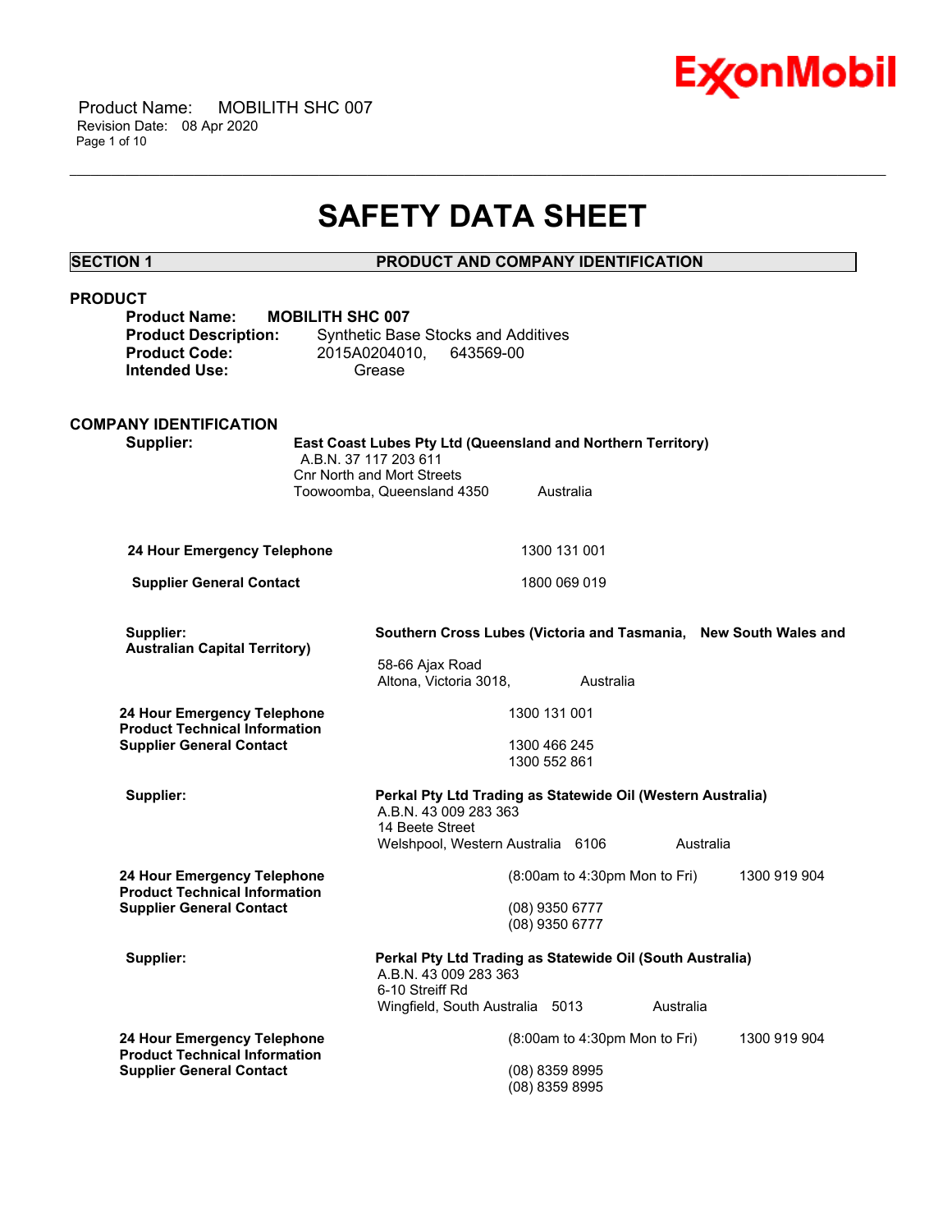# SAFETY DATA SHEET

## SECTION 1 PRODUCT AND COMPANY IDENTIFICATION

### PRODUCT

**Product Name:** **MOBILITH SHC 007**
**Product Description:** Synthetic Base Stocks and Additives
**Product Code:** 2015A0204010, 643569-00
**Intended Use:** Grease

### COMPANY IDENTIFICATION

**Supplier:** **East Coast Lubes Pty Ltd (Queensland and Northern Territory)**
A.B.N. 37 117 203 611
Cnr North and Mort Streets
Toowoomba, Queensland 4350 Australia

| | |
|---|---|
| **24 Hour Emergency Telephone** | 1300 131 001 |
| **Supplier General Contact** | 1800 069 019 |

**Supplier:** **Southern Cross Lubes (Victoria and Tasmania, New South Wales and Australian Capital Territory)**
58-66 Ajax Road
Altona, Victoria 3018, Australia

| | |
|---|---|
| **24 Hour Emergency Telephone** | 1300 131 001 |
| **Product Technical Information** | 1300 466 245 |
| **Supplier General Contact** | 1300 552 861 |

**Supplier:** **Perkal Pty Ltd Trading as Statewide Oil (Western Australia)**
A.B.N. 43 009 283 363
14 Beete Street
Welshpool, Western Australia 6106 Australia

| | |
|---|---|
| **24 Hour Emergency Telephone** | (8:00am to 4:30pm Mon to Fri) 1300 919 904 |
| **Product Technical Information** | (08) 9350 6777 |
| **Supplier General Contact** | (08) 9350 6777 |

**Supplier:** **Perkal Pty Ltd Trading as Statewide Oil (South Australia)**
A.B.N. 43 009 283 363
6-10 Streiff Rd
Wingfield, South Australia 5013 Australia

| | |
|---|---|
| **24 Hour Emergency Telephone** | (8:00am to 4:30pm Mon to Fri) 1300 919 904 |
| **Product Technical Information** | (08) 8359 8995 |
| **Supplier General Contact** | (08) 8359 8995 |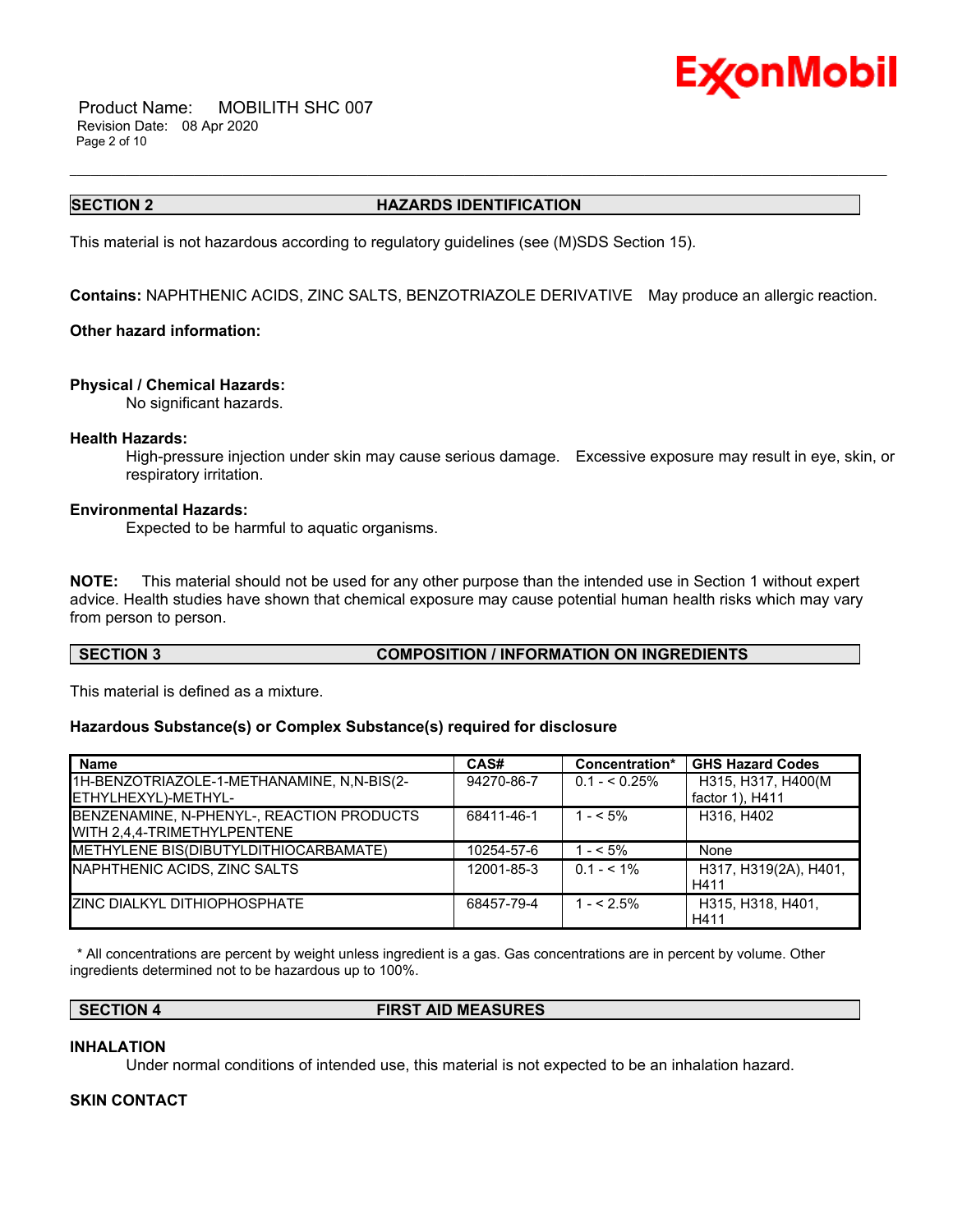## SECTION 2 HAZARDS IDENTIFICATION

This material is not hazardous according to regulatory guidelines (see (M)SDS Section 15).

**Contains:** NAPHTHENIC ACIDS, ZINC SALTS, BENZOTRIAZOLE DERIVATIVE May produce an allergic reaction.

**Other hazard information:**

**Physical / Chemical Hazards:**

No significant hazards.

**Health Hazards:**

High-pressure injection under skin may cause serious damage. Excessive exposure may result in eye, skin, or respiratory irritation.

**Environmental Hazards:**

Expected to be harmful to aquatic organisms.

**NOTE:** This material should not be used for any other purpose than the intended use in Section 1 without expert advice. Health studies have shown that chemical exposure may cause potential human health risks which may vary from person to person.

## SECTION 3 COMPOSITION / INFORMATION ON INGREDIENTS

This material is defined as a mixture.

**Hazardous Substance(s) or Complex Substance(s) required for disclosure**

| Name | CAS# | Concentration* | GHS Hazard Codes |
|---|---|---|---|
| 1H-BENZOTRIAZOLE-1-METHANAMINE, N,N-BIS(2-ETHYLHEXYL)-METHYL- | 94270-86-7 | 0.1 - < 0.25% | H315, H317, H400(M factor 1), H411 |
| BENZENAMINE, N-PHENYL-, REACTION PRODUCTS WITH 2,4,4-TRIMETHYLPENTENE | 68411-46-1 | 1 - < 5% | H316, H402 |
| METHYLENE BIS(DIBUTYLDITHIOCARBAMATE) | 10254-57-6 | 1 - < 5% | None |
| NAPHTHENIC ACIDS, ZINC SALTS | 12001-85-3 | 0.1 - < 1% | H317, H319(2A), H401, H411 |
| ZINC DIALKYL DITHIOPHOSPHATE | 68457-79-4 | 1 - < 2.5% | H315, H318, H401, H411 |

* All concentrations are percent by weight unless ingredient is a gas. Gas concentrations are in percent by volume. Other ingredients determined not to be hazardous up to 100%.

## SECTION 4 FIRST AID MEASURES

**INHALATION**

Under normal conditions of intended use, this material is not expected to be an inhalation hazard.

**SKIN CONTACT**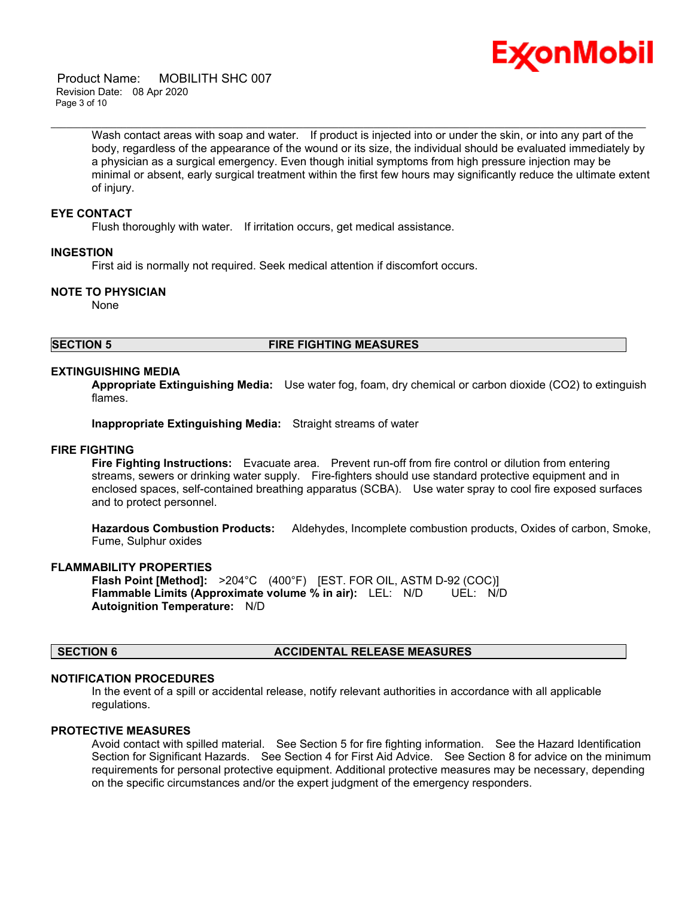Wash contact areas with soap and water. If product is injected into or under the skin, or into any part of the body, regardless of the appearance of the wound or its size, the individual should be evaluated immediately by a physician as a surgical emergency. Even though initial symptoms from high pressure injection may be minimal or absent, early surgical treatment within the first few hours may significantly reduce the ultimate extent of injury.

### EYE CONTACT

Flush thoroughly with water. If irritation occurs, get medical assistance.

### INGESTION

First aid is normally not required. Seek medical attention if discomfort occurs.

### NOTE TO PHYSICIAN

None

## SECTION 5 FIRE FIGHTING MEASURES

### EXTINGUISHING MEDIA

**Appropriate Extinguishing Media:** Use water fog, foam, dry chemical or carbon dioxide ($CO_2$) to extinguish flames.

**Inappropriate Extinguishing Media:** Straight streams of water

### FIRE FIGHTING

**Fire Fighting Instructions:** Evacuate area. Prevent run-off from fire control or dilution from entering streams, sewers or drinking water supply. Fire-fighters should use standard protective equipment and in enclosed spaces, self-contained breathing apparatus (SCBA). Use water spray to cool fire exposed surfaces and to protect personnel.

**Hazardous Combustion Products:** Aldehydes, Incomplete combustion products, Oxides of carbon, Smoke, Fume, Sulphur oxides

### FLAMMABILITY PROPERTIES

**Flash Point [Method]:** >204°C (400°F) [EST. FOR OIL, ASTM D-92 (COC)]
**Flammable Limits (Approximate volume % in air):** LEL: N/D UEL: N/D
**Autoignition Temperature:** N/D

## SECTION 6 ACCIDENTAL RELEASE MEASURES

### NOTIFICATION PROCEDURES

In the event of a spill or accidental release, notify relevant authorities in accordance with all applicable regulations.

### PROTECTIVE MEASURES

Avoid contact with spilled material. See Section 5 for fire fighting information. See the Hazard Identification Section for Significant Hazards. See Section 4 for First Aid Advice. See Section 8 for advice on the minimum requirements for personal protective equipment. Additional protective measures may be necessary, depending on the specific circumstances and/or the expert judgment of the emergency responders.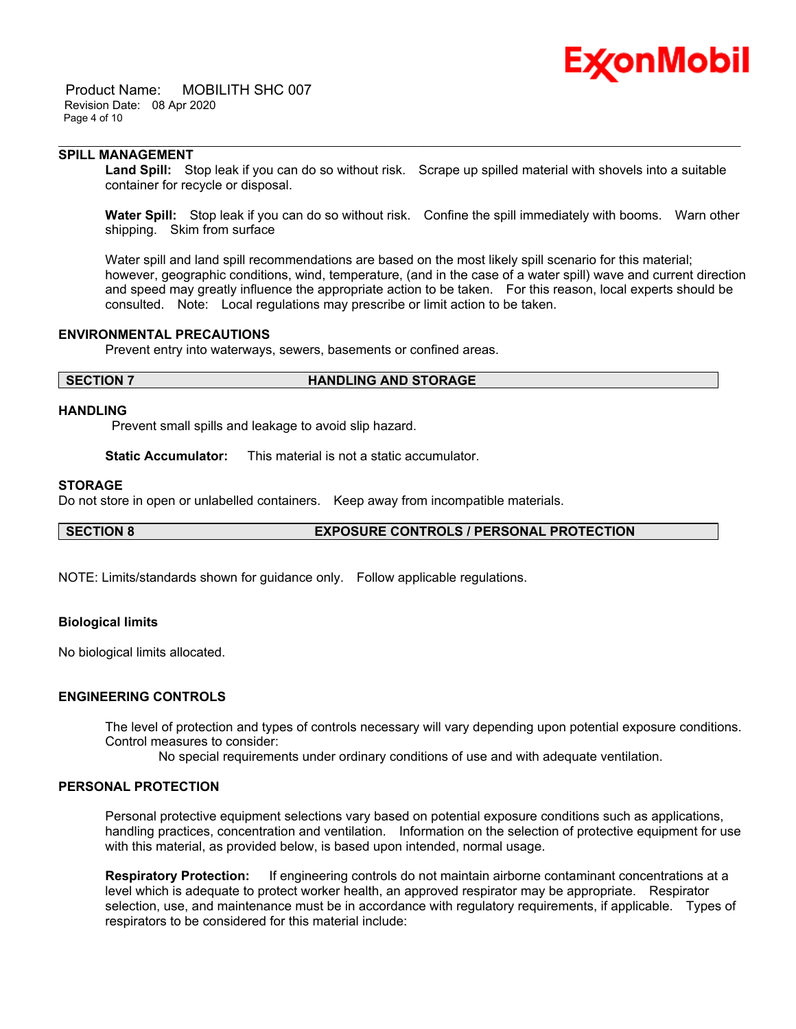### SPILL MANAGEMENT

**Land Spill:** Stop leak if you can do so without risk. Scrape up spilled material with shovels into a suitable container for recycle or disposal.

**Water Spill:** Stop leak if you can do so without risk. Confine the spill immediately with booms. Warn other shipping. Skim from surface

Water spill and land spill recommendations are based on the most likely spill scenario for this material; however, geographic conditions, wind, temperature, (and in the case of a water spill) wave and current direction and speed may greatly influence the appropriate action to be taken. For this reason, local experts should be consulted. Note: Local regulations may prescribe or limit action to be taken.

### ENVIRONMENTAL PRECAUTIONS

Prevent entry into waterways, sewers, basements or confined areas.

## SECTION 7 HANDLING AND STORAGE

### HANDLING

Prevent small spills and leakage to avoid slip hazard.

**Static Accumulator:** This material is not a static accumulator.

### STORAGE

Do not store in open or unlabelled containers. Keep away from incompatible materials.

## SECTION 8 EXPOSURE CONTROLS / PERSONAL PROTECTION

NOTE: Limits/standards shown for guidance only. Follow applicable regulations.

### Biological limits

No biological limits allocated.

### ENGINEERING CONTROLS

The level of protection and types of controls necessary will vary depending upon potential exposure conditions. Control measures to consider:

No special requirements under ordinary conditions of use and with adequate ventilation.

### PERSONAL PROTECTION

Personal protective equipment selections vary based on potential exposure conditions such as applications, handling practices, concentration and ventilation. Information on the selection of protective equipment for use with this material, as provided below, is based upon intended, normal usage.

**Respiratory Protection:** If engineering controls do not maintain airborne contaminant concentrations at a level which is adequate to protect worker health, an approved respirator may be appropriate. Respirator selection, use, and maintenance must be in accordance with regulatory requirements, if applicable. Types of respirators to be considered for this material include: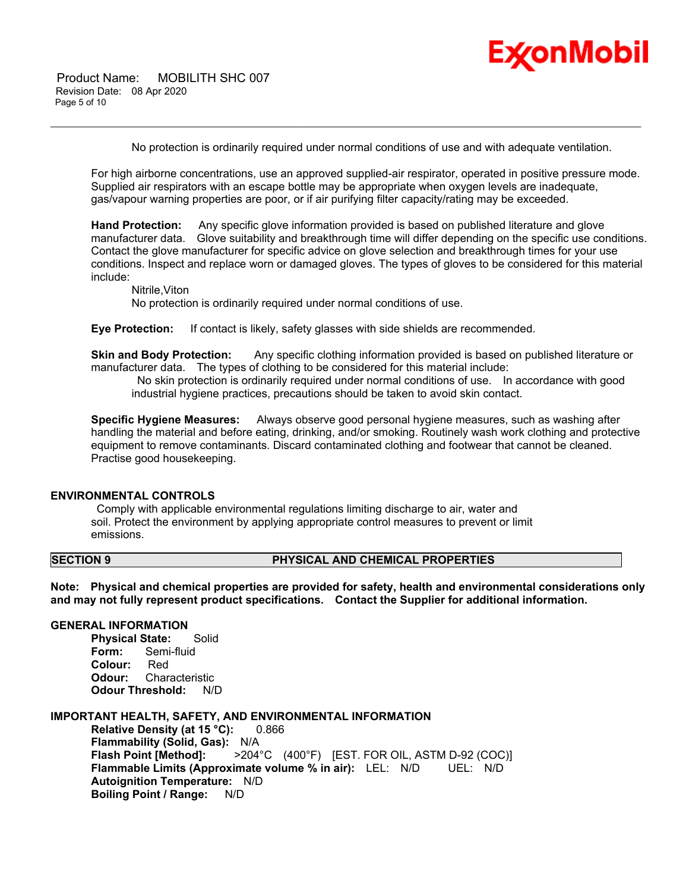No protection is ordinarily required under normal conditions of use and with adequate ventilation.

For high airborne concentrations, use an approved supplied-air respirator, operated in positive pressure mode. Supplied air respirators with an escape bottle may be appropriate when oxygen levels are inadequate, gas/vapour warning properties are poor, or if air purifying filter capacity/rating may be exceeded.

**Hand Protection:** Any specific glove information provided is based on published literature and glove manufacturer data. Glove suitability and breakthrough time will differ depending on the specific use conditions. Contact the glove manufacturer for specific advice on glove selection and breakthrough times for your use conditions. Inspect and replace worn or damaged gloves. The types of gloves to be considered for this material include:

Nitrile,Viton
No protection is ordinarily required under normal conditions of use.

**Eye Protection:** If contact is likely, safety glasses with side shields are recommended.

**Skin and Body Protection:** Any specific clothing information provided is based on published literature or manufacturer data. The types of clothing to be considered for this material include:

No skin protection is ordinarily required under normal conditions of use. In accordance with good industrial hygiene practices, precautions should be taken to avoid skin contact.

**Specific Hygiene Measures:** Always observe good personal hygiene measures, such as washing after handling the material and before eating, drinking, and/or smoking. Routinely wash work clothing and protective equipment to remove contaminants. Discard contaminated clothing and footwear that cannot be cleaned. Practise good housekeeping.

### ENVIRONMENTAL CONTROLS

Comply with applicable environmental regulations limiting discharge to air, water and soil. Protect the environment by applying appropriate control measures to prevent or limit emissions.

## SECTION 9 PHYSICAL AND CHEMICAL PROPERTIES

**Note: Physical and chemical properties are provided for safety, health and environmental considerations only and may not fully represent product specifications. Contact the Supplier for additional information.**

### GENERAL INFORMATION

**Physical State:** Solid
**Form:** Semi-fluid
**Colour:** Red
**Odour:** Characteristic
**Odour Threshold:** N/D

### IMPORTANT HEALTH, SAFETY, AND ENVIRONMENTAL INFORMATION

**Relative Density (at 15 °C):** 0.866
**Flammability (Solid, Gas):** N/A
**Flash Point [Method]:** >204°C (400°F) [EST. FOR OIL, ASTM D-92 (COC)]
**Flammable Limits (Approximate volume % in air):** LEL: N/D UEL: N/D
**Autoignition Temperature:** N/D
**Boiling Point / Range:** N/D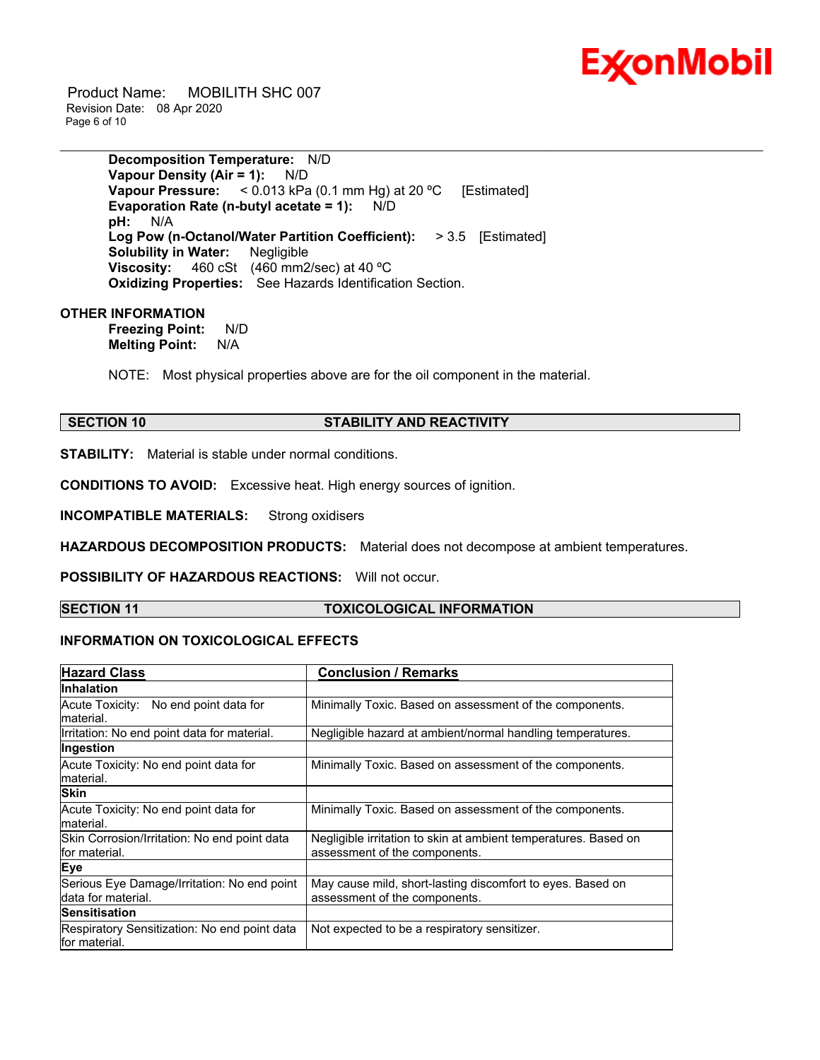**Decomposition Temperature:** N/D
**Vapour Density (Air = 1):** N/D
**Vapour Pressure:** < 0.013 kPa (0.1 mm Hg) at 20 ºC [Estimated]
**Evaporation Rate (n-butyl acetate = 1):** N/D
**pH:** N/A
**Log Pow (n-Octanol/Water Partition Coefficient):** > 3.5 [Estimated]
**Solubility in Water:** Negligible
**Viscosity:** 460 cSt (460 mm2/sec) at 40 ºC
**Oxidizing Properties:** See Hazards Identification Section.

**OTHER INFORMATION**

**Freezing Point:** N/D
**Melting Point:** N/A

NOTE: Most physical properties above are for the oil component in the material.

## SECTION 10 STABILITY AND REACTIVITY

**STABILITY:** Material is stable under normal conditions.

**CONDITIONS TO AVOID:** Excessive heat. High energy sources of ignition.

**INCOMPATIBLE MATERIALS:** Strong oxidisers

**HAZARDOUS DECOMPOSITION PRODUCTS:** Material does not decompose at ambient temperatures.

**POSSIBILITY OF HAZARDOUS REACTIONS:** Will not occur.

## SECTION 11 TOXICOLOGICAL INFORMATION

### INFORMATION ON TOXICOLOGICAL EFFECTS

| Hazard Class | Conclusion / Remarks |
|---|---|
| **Inhalation** | |
| Acute Toxicity: No end point data for material. | Minimally Toxic. Based on assessment of the components. |
| Irritation: No end point data for material. | Negligible hazard at ambient/normal handling temperatures. |
| **Ingestion** | |
| Acute Toxicity: No end point data for material. | Minimally Toxic. Based on assessment of the components. |
| **Skin** | |
| Acute Toxicity: No end point data for material. | Minimally Toxic. Based on assessment of the components. |
| Skin Corrosion/Irritation: No end point data for material. | Negligible irritation to skin at ambient temperatures. Based on assessment of the components. |
| **Eye** | |
| Serious Eye Damage/Irritation: No end point data for material. | May cause mild, short-lasting discomfort to eyes. Based on assessment of the components. |
| **Sensitisation** | |
| Respiratory Sensitization: No end point data for material. | Not expected to be a respiratory sensitizer. |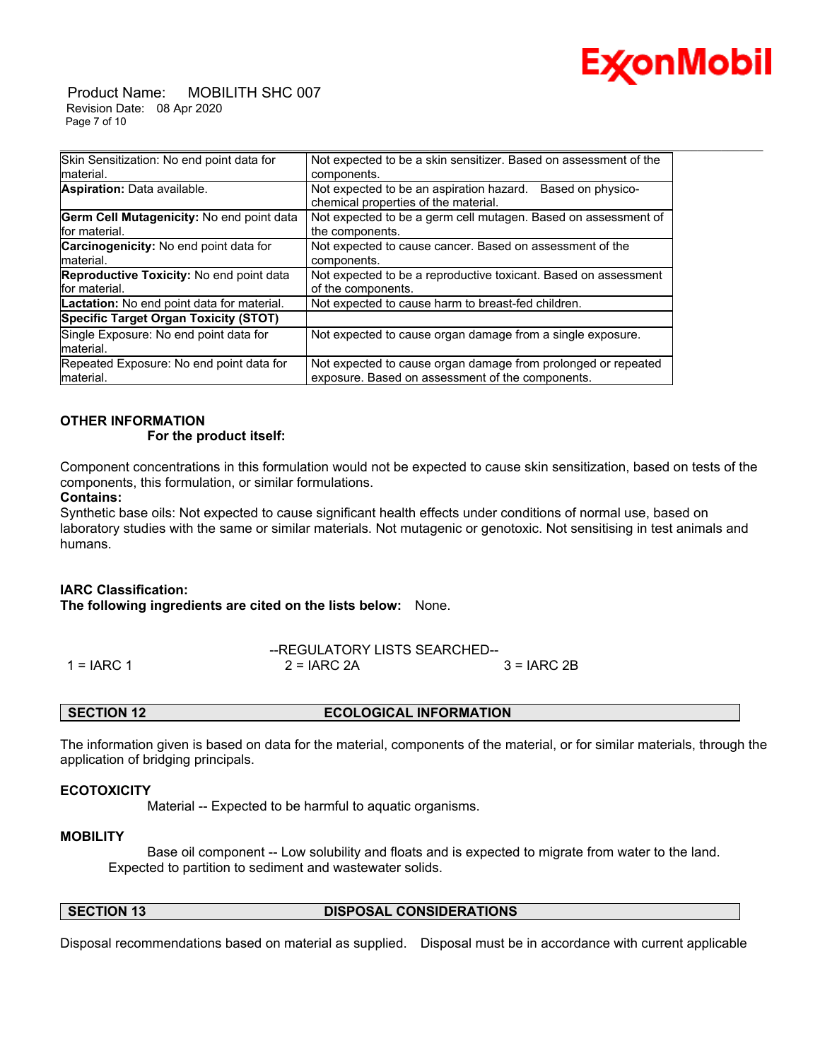| | |
|---|---|
| Skin Sensitization: No end point data for material. | Not expected to be a skin sensitizer. Based on assessment of the components. |
| **Aspiration:** Data available. | Not expected to be an aspiration hazard. Based on physico-chemical properties of the material. |
| **Germ Cell Mutagenicity:** No end point data for material. | Not expected to be a germ cell mutagen. Based on assessment of the components. |
| **Carcinogenicity:** No end point data for material. | Not expected to cause cancer. Based on assessment of the components. |
| **Reproductive Toxicity:** No end point data for material. | Not expected to be a reproductive toxicant. Based on assessment of the components. |
| **Lactation:** No end point data for material. | Not expected to cause harm to breast-fed children. |
| **Specific Target Organ Toxicity (STOT)** | |
| Single Exposure: No end point data for material. | Not expected to cause organ damage from a single exposure. |
| Repeated Exposure: No end point data for material. | Not expected to cause organ damage from prolonged or repeated exposure. Based on assessment of the components. |

**OTHER INFORMATION**

**For the product itself:**

Component concentrations in this formulation would not be expected to cause skin sensitization, based on tests of the components, this formulation, or similar formulations.

**Contains:**

Synthetic base oils: Not expected to cause significant health effects under conditions of normal use, based on laboratory studies with the same or similar materials. Not mutagenic or genotoxic. Not sensitising in test animals and humans.

**IARC Classification:**

**The following ingredients are cited on the lists below:** None.

--REGULATORY LISTS SEARCHED--

1 = IARC 1 2 = IARC 2A 3 = IARC 2B

## SECTION 12 ECOLOGICAL INFORMATION

The information given is based on data for the material, components of the material, or for similar materials, through the application of bridging principals.

**ECOTOXICITY**

Material -- Expected to be harmful to aquatic organisms.

**MOBILITY**

Base oil component -- Low solubility and floats and is expected to migrate from water to the land. Expected to partition to sediment and wastewater solids.

## SECTION 13 DISPOSAL CONSIDERATIONS

Disposal recommendations based on material as supplied. Disposal must be in accordance with current applicable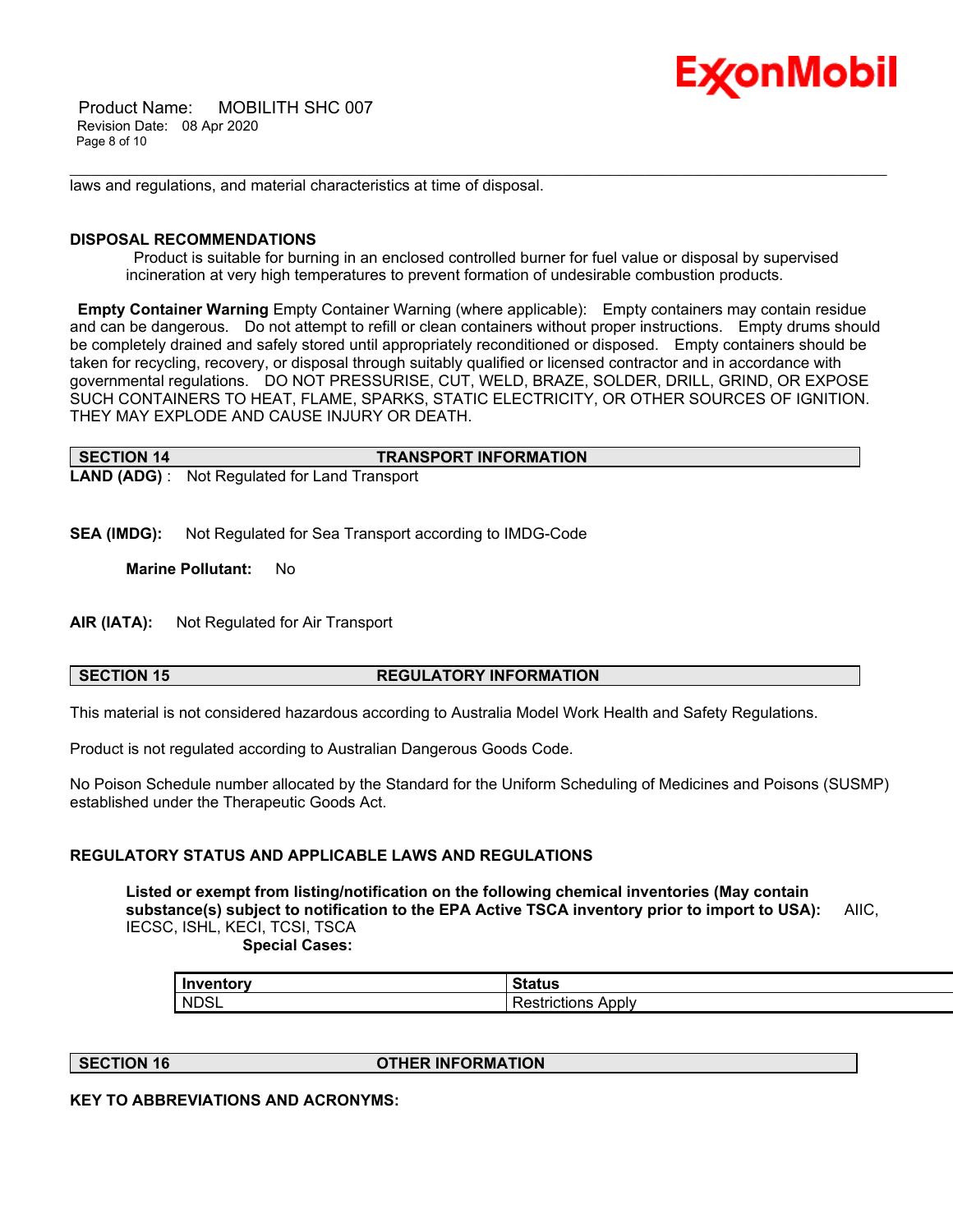laws and regulations, and material characteristics at time of disposal.

### DISPOSAL RECOMMENDATIONS

Product is suitable for burning in an enclosed controlled burner for fuel value or disposal by supervised incineration at very high temperatures to prevent formation of undesirable combustion products.

**Empty Container Warning** Empty Container Warning (where applicable): Empty containers may contain residue and can be dangerous. Do not attempt to refill or clean containers without proper instructions. Empty drums should be completely drained and safely stored until appropriately reconditioned or disposed. Empty containers should be taken for recycling, recovery, or disposal through suitably qualified or licensed contractor and in accordance with governmental regulations. DO NOT PRESSURISE, CUT, WELD, BRAZE, SOLDER, DRILL, GRIND, OR EXPOSE SUCH CONTAINERS TO HEAT, FLAME, SPARKS, STATIC ELECTRICITY, OR OTHER SOURCES OF IGNITION. THEY MAY EXPLODE AND CAUSE INJURY OR DEATH.

## SECTION 14 TRANSPORT INFORMATION

**LAND (ADG)** : Not Regulated for Land Transport

**SEA (IMDG):** Not Regulated for Sea Transport according to IMDG-Code

**Marine Pollutant:** No

**AIR (IATA):** Not Regulated for Air Transport

## SECTION 15 REGULATORY INFORMATION

This material is not considered hazardous according to Australia Model Work Health and Safety Regulations.

Product is not regulated according to Australian Dangerous Goods Code.

No Poison Schedule number allocated by the Standard for the Uniform Scheduling of Medicines and Poisons (SUSMP) established under the Therapeutic Goods Act.

### REGULATORY STATUS AND APPLICABLE LAWS AND REGULATIONS

**Listed or exempt from listing/notification on the following chemical inventories (May contain substance(s) subject to notification to the EPA Active TSCA inventory prior to import to USA):** AIIC, IECSC, ISHL, KECI, TCSI, TSCA

**Special Cases:**

| Inventory | Status |
|---|---|
| NDSL | Restrictions Apply |

## SECTION 16 OTHER INFORMATION

**KEY TO ABBREVIATIONS AND ACRONYMS:**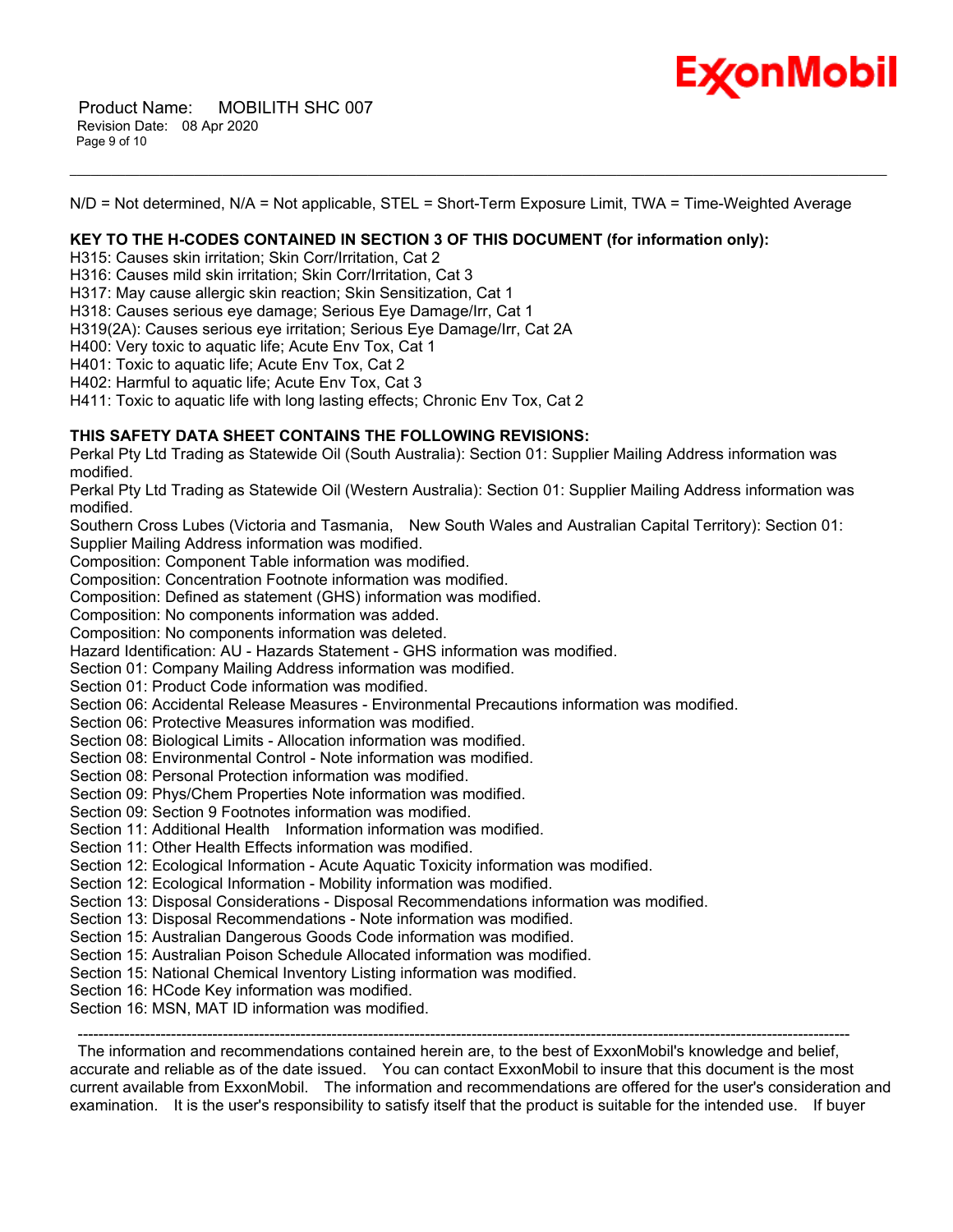N/D = Not determined, N/A = Not applicable, STEL = Short-Term Exposure Limit, TWA = Time-Weighted Average

**KEY TO THE H-CODES CONTAINED IN SECTION 3 OF THIS DOCUMENT (for information only):**

H315: Causes skin irritation; Skin Corr/Irritation, Cat 2
H316: Causes mild skin irritation; Skin Corr/Irritation, Cat 3
H317: May cause allergic skin reaction; Skin Sensitization, Cat 1
H318: Causes serious eye damage; Serious Eye Damage/Irr, Cat 1
H319(2A): Causes serious eye irritation; Serious Eye Damage/Irr, Cat 2A
H400: Very toxic to aquatic life; Acute Env Tox, Cat 1
H401: Toxic to aquatic life; Acute Env Tox, Cat 2
H402: Harmful to aquatic life; Acute Env Tox, Cat 3
H411: Toxic to aquatic life with long lasting effects; Chronic Env Tox, Cat 2

**THIS SAFETY DATA SHEET CONTAINS THE FOLLOWING REVISIONS:**

Perkal Pty Ltd Trading as Statewide Oil (South Australia): Section 01: Supplier Mailing Address information was modified.
Perkal Pty Ltd Trading as Statewide Oil (Western Australia): Section 01: Supplier Mailing Address information was modified.
Southern Cross Lubes (Victoria and Tasmania, New South Wales and Australian Capital Territory): Section 01: Supplier Mailing Address information was modified.
Composition: Component Table information was modified.
Composition: Concentration Footnote information was modified.
Composition: Defined as statement (GHS) information was modified.
Composition: No components information was added.
Composition: No components information was deleted.
Hazard Identification: AU - Hazards Statement - GHS information was modified.
Section 01: Company Mailing Address information was modified.
Section 01: Product Code information was modified.
Section 06: Accidental Release Measures - Environmental Precautions information was modified.
Section 06: Protective Measures information was modified.
Section 08: Biological Limits - Allocation information was modified.
Section 08: Environmental Control - Note information was modified.
Section 08: Personal Protection information was modified.
Section 09: Phys/Chem Properties Note information was modified.
Section 09: Section 9 Footnotes information was modified.
Section 11: Additional Health Information information was modified.
Section 11: Other Health Effects information was modified.
Section 12: Ecological Information - Acute Aquatic Toxicity information was modified.
Section 12: Ecological Information - Mobility information was modified.
Section 13: Disposal Considerations - Disposal Recommendations information was modified.
Section 13: Disposal Recommendations - Note information was modified.
Section 15: Australian Dangerous Goods Code information was modified.
Section 15: Australian Poison Schedule Allocated information was modified.
Section 15: National Chemical Inventory Listing information was modified.
Section 16: HCode Key information was modified.
Section 16: MSN, MAT ID information was modified.

---

The information and recommendations contained herein are, to the best of ExxonMobil's knowledge and belief, accurate and reliable as of the date issued. You can contact ExxonMobil to insure that this document is the most current available from ExxonMobil. The information and recommendations are offered for the user's consideration and examination. It is the user's responsibility to satisfy itself that the product is suitable for the intended use. If buyer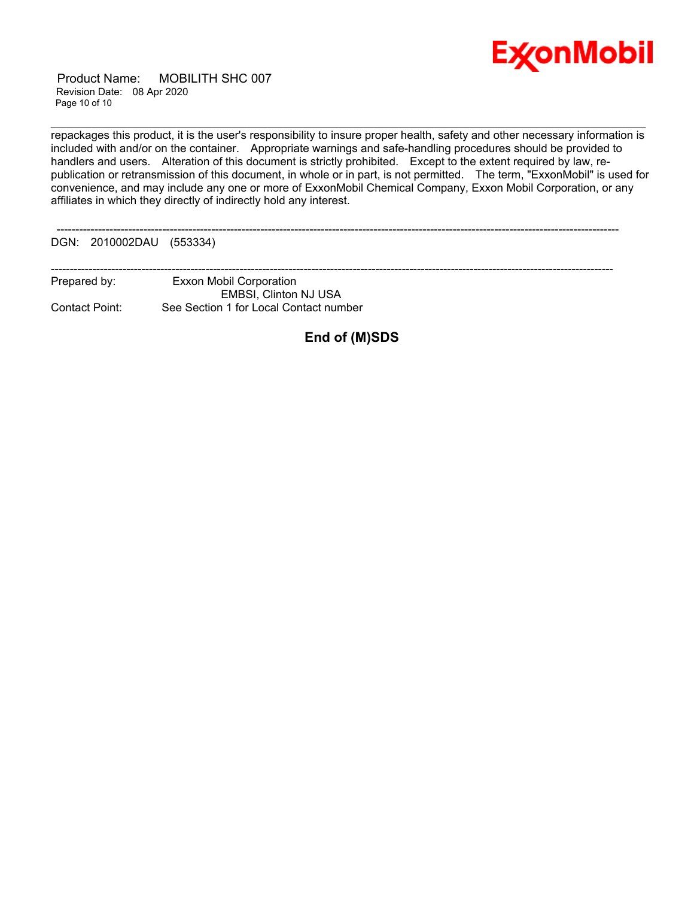repackages this product, it is the user's responsibility to insure proper health, safety and other necessary information is included with and/or on the container. Appropriate warnings and safe-handling procedures should be provided to handlers and users. Alteration of this document is strictly prohibited. Except to the extent required by law, re-publication or retransmission of this document, in whole or in part, is not permitted. The term, "ExxonMobil" is used for convenience, and may include any one or more of ExxonMobil Chemical Company, Exxon Mobil Corporation, or any affiliates in which they directly of indirectly hold any interest.

-----------------------------------------------------------------------------------------------------------------------------------------------

DGN: 2010002DAU (553334)

-----------------------------------------------------------------------------------------------------------------------------------------------

Prepared by: Exxon Mobil Corporation
EMBSI, Clinton NJ USA

Contact Point: See Section 1 for Local Contact number

**End of (M)SDS**